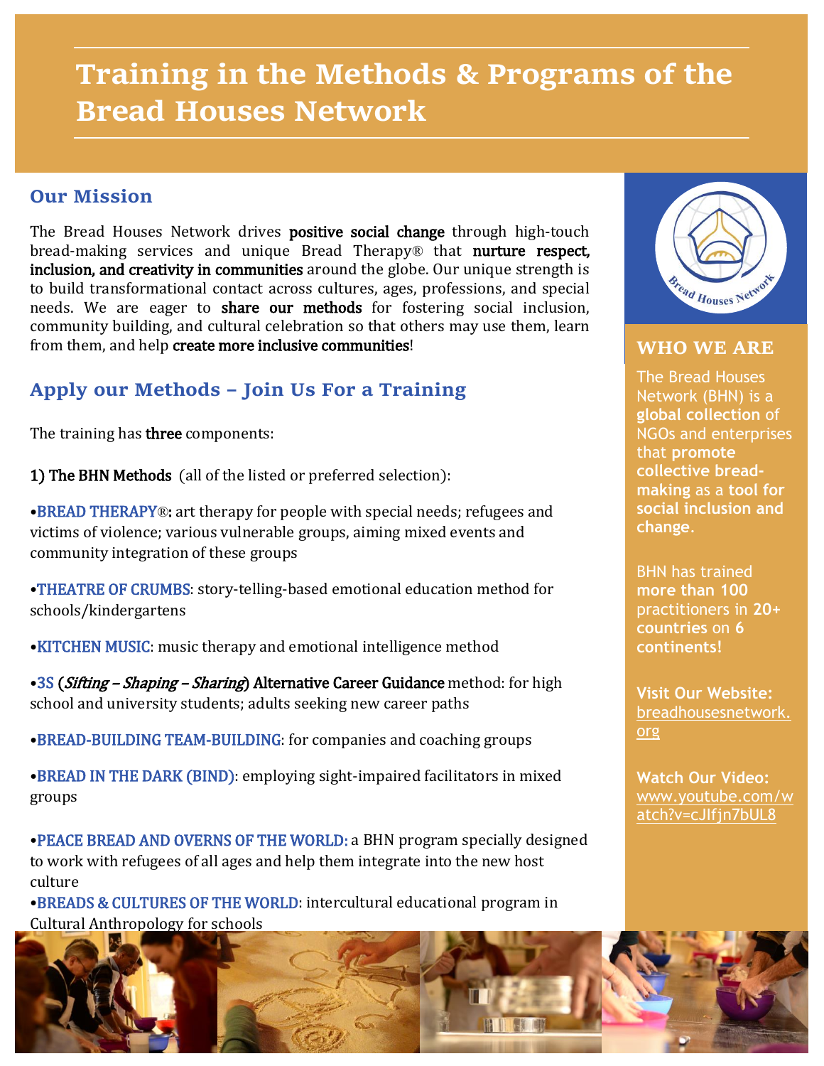# Training in the Methods & Programs of the Bread Houses Network

## Our Mission

The Bread Houses Network drives **positive social change** through high-touch bread-making services and unique Bread Therapy® that **nurture respect, inclusion, and creativity in communities** around the globe. Our unique strength is to build transformational contact across cultures, ages, professions, and special needs. We are eager to **share our methods** for fostering social inclusion, community building, and cultural celebration so that others may use them, learn from them, and help **create more inclusive communities**!

## Apply our Methods – Join Us For a Training

The training has **three** components:

**1) The BHN Methods** (all of the listed or preferred selection):

- **BREAD THERAPY®:** art therapy for people with special needs; refugees and victims of violence; various vulnerable groups, aiming mixed events and community integration of these groups
- **THEATRE OF CRUMBS**: story-telling-based emotional education method for schools/kindergartens
- **KITCHEN MUSIC**: music therapy and emotional intelligence method
- **3S** (*Sifting – Shaping – Sharing*) **Alternative Career Guidance** method: for high school and university students; adults seeking new career paths
- **BREAD-BUILDING TEAM-BUILDING**: for companies and coaching groups
- **BREAD IN THE DARK (BIND)**: employing sight-impaired facilitators in mixed groups
- **PEACE BREAD AND OVERNS OF THE WORLD:** a BHN program specially designed to work with refugees of all ages and help them integrate into the new host culture
- **BREADS & CULTURES OF THE WORLD**: intercultural educational program in Cultural Anthropology for schools

## WHO WE ARE

The Bread Houses Network (BHN) is a **global collection** of NGOs and enterprises that **promote collective bread-making** as a **tool for social inclusion and change**.

BHN has trained **more than 100** practitioners in **20+ countries** on **6 continents!**

**Visit Our Website:** breadhousesnetwork.org

**Watch Our Video:** www.youtube.com/watch?v=cJIfjn7bUL8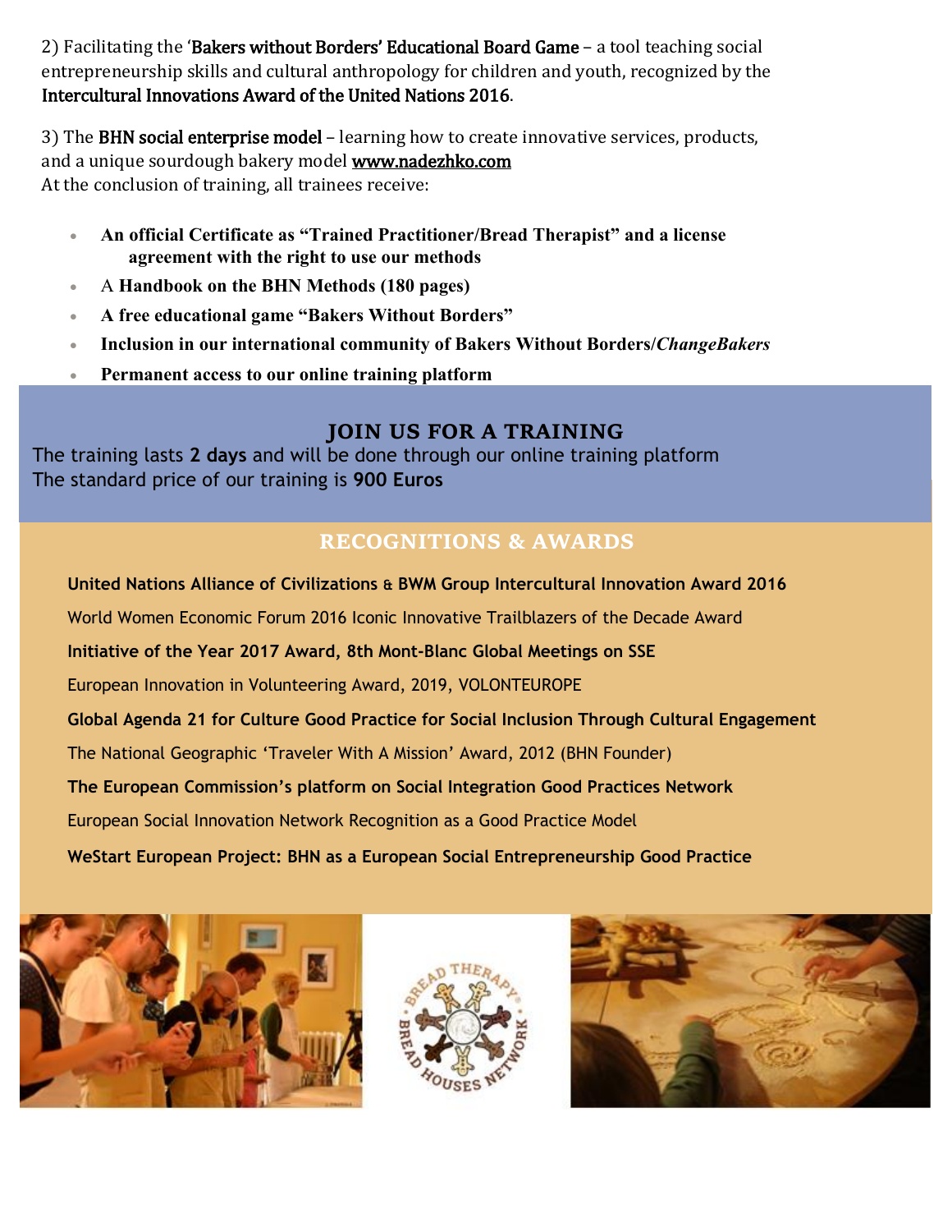2) Facilitating the '**Bakers without Borders' Educational Board Game** – a tool teaching social entrepreneurship skills and cultural anthropology for children and youth, recognized by the **Intercultural Innovations Award of the United Nations 2016**.

3) The **BHN social enterprise model** – learning how to create innovative services, products, and a unique sourdough bakery model www.nadezhko.com
At the conclusion of training, all trainees receive:

- **An official Certificate as "Trained Practitioner/Bread Therapist" and a license agreement with the right to use our methods**
- A **Handbook on the BHN Methods (180 pages)**
- **A free educational game "Bakers Without Borders"**
- **Inclusion in our international community of Bakers Without Borders/*ChangeBakers***
- **Permanent access to our online training platform**

## JOIN US FOR A TRAINING

The training lasts **2 days** and will be done through our online training platform
The standard price of our training is **900 Euros**

## RECOGNITIONS & AWARDS

**United Nations Alliance of Civilizations & BWM Group Intercultural Innovation Award 2016**

World Women Economic Forum 2016 Iconic Innovative Trailblazers of the Decade Award

**Initiative of the Year 2017 Award, 8th Mont-Blanc Global Meetings on SSE**

European Innovation in Volunteering Award, 2019, VOLONTEUROPE

**Global Agenda 21 for Culture Good Practice for Social Inclusion Through Cultural Engagement**

The National Geographic 'Traveler With A Mission' Award, 2012 (BHN Founder)

**The European Commission's platform on Social Integration Good Practices Network**

European Social Innovation Network Recognition as a Good Practice Model

**WeStart European Project: BHN as a European Social Entrepreneurship Good Practice**